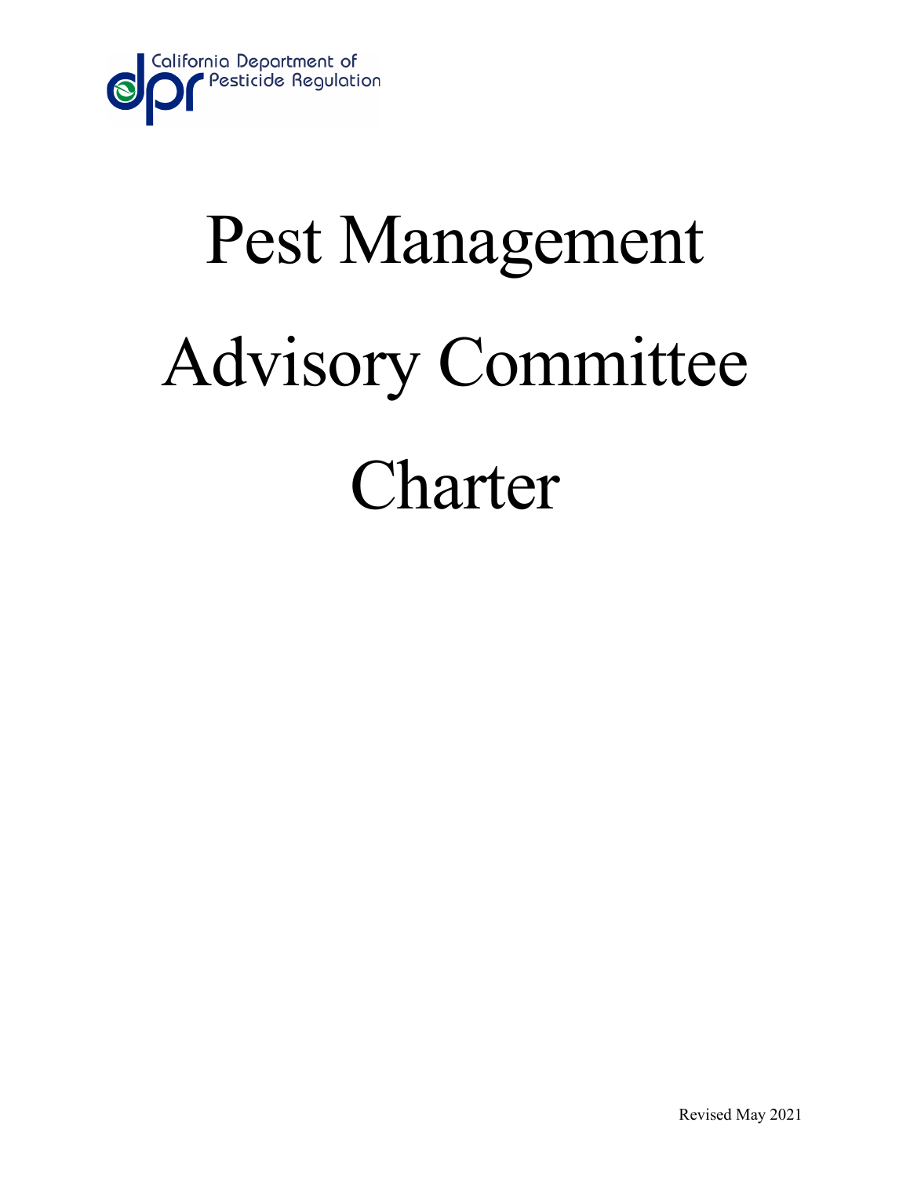California Department of Pesticide Regulation

# Pest Management Advisory Committee Charter

Revised May 2021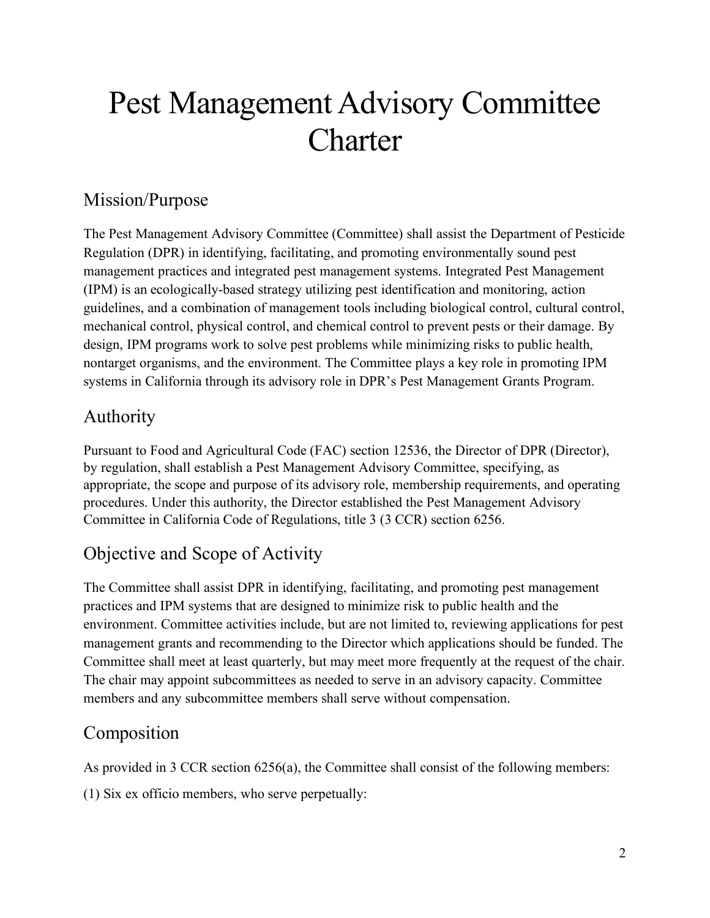# Pest Management Advisory Committee Charter

## Mission/Purpose

The Pest Management Advisory Committee (Committee) shall assist the Department of Pesticide Regulation (DPR) in identifying, facilitating, and promoting environmentally sound pest management practices and integrated pest management systems. Integrated Pest Management (IPM) is an ecologically-based strategy utilizing pest identification and monitoring, action guidelines, and a combination of management tools including biological control, cultural control, mechanical control, physical control, and chemical control to prevent pests or their damage. By design, IPM programs work to solve pest problems while minimizing risks to public health, nontarget organisms, and the environment. The Committee plays a key role in promoting IPM systems in California through its advisory role in DPR's Pest Management Grants Program.

## Authority

Pursuant to Food and Agricultural Code (FAC) section 12536, the Director of DPR (Director), by regulation, shall establish a Pest Management Advisory Committee, specifying, as appropriate, the scope and purpose of its advisory role, membership requirements, and operating procedures. Under this authority, the Director established the Pest Management Advisory Committee in California Code of Regulations, title 3 (3 CCR) section 6256.

## Objective and Scope of Activity

The Committee shall assist DPR in identifying, facilitating, and promoting pest management practices and IPM systems that are designed to minimize risk to public health and the environment. Committee activities include, but are not limited to, reviewing applications for pest management grants and recommending to the Director which applications should be funded. The Committee shall meet at least quarterly, but may meet more frequently at the request of the chair. The chair may appoint subcommittees as needed to serve in an advisory capacity. Committee members and any subcommittee members shall serve without compensation.

## Composition

As provided in 3 CCR section 6256(a), the Committee shall consist of the following members:

(1) Six ex officio members, who serve perpetually: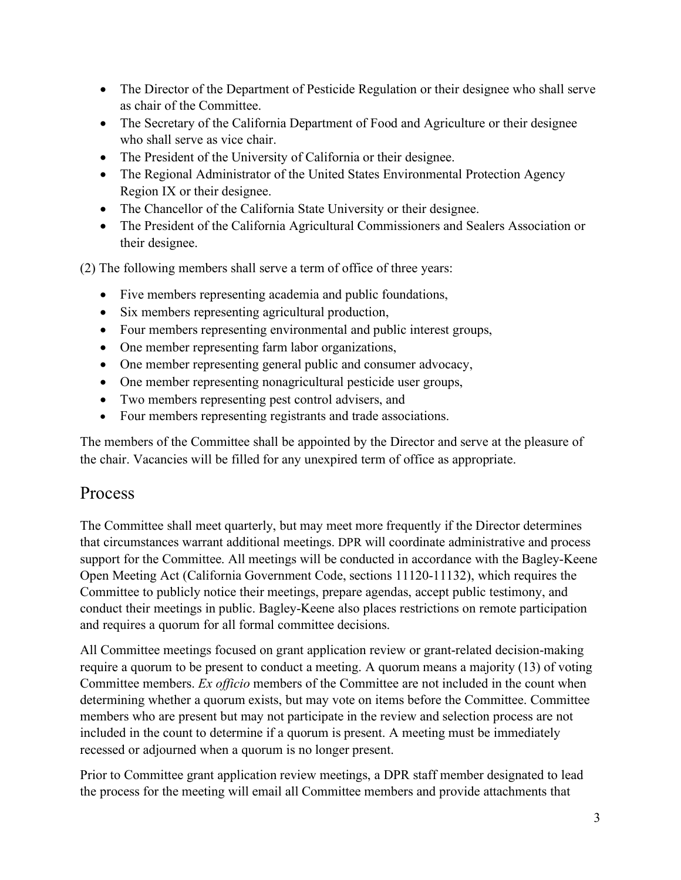- The Director of the Department of Pesticide Regulation or their designee who shall serve as chair of the Committee.
- The Secretary of the California Department of Food and Agriculture or their designee who shall serve as vice chair.
- The President of the University of California or their designee.
- The Regional Administrator of the United States Environmental Protection Agency Region IX or their designee.
- The Chancellor of the California State University or their designee.
- The President of the California Agricultural Commissioners and Sealers Association or their designee.

(2) The following members shall serve a term of office of three years:

- Five members representing academia and public foundations,
- Six members representing agricultural production,
- Four members representing environmental and public interest groups,
- One member representing farm labor organizations,
- One member representing general public and consumer advocacy,
- One member representing nonagricultural pesticide user groups,
- Two members representing pest control advisers, and
- Four members representing registrants and trade associations.

The members of the Committee shall be appointed by the Director and serve at the pleasure of the chair. Vacancies will be filled for any unexpired term of office as appropriate.

## Process

The Committee shall meet quarterly, but may meet more frequently if the Director determines that circumstances warrant additional meetings. DPR will coordinate administrative and process support for the Committee. All meetings will be conducted in accordance with the Bagley-Keene Open Meeting Act (California Government Code, sections 11120-11132), which requires the Committee to publicly notice their meetings, prepare agendas, accept public testimony, and conduct their meetings in public. Bagley-Keene also places restrictions on remote participation and requires a quorum for all formal committee decisions.

All Committee meetings focused on grant application review or grant-related decision-making require a quorum to be present to conduct a meeting. A quorum means a majority (13) of voting Committee members. *Ex officio* members of the Committee are not included in the count when determining whether a quorum exists, but may vote on items before the Committee. Committee members who are present but may not participate in the review and selection process are not included in the count to determine if a quorum is present. A meeting must be immediately recessed or adjourned when a quorum is no longer present.

Prior to Committee grant application review meetings, a DPR staff member designated to lead the process for the meeting will email all Committee members and provide attachments that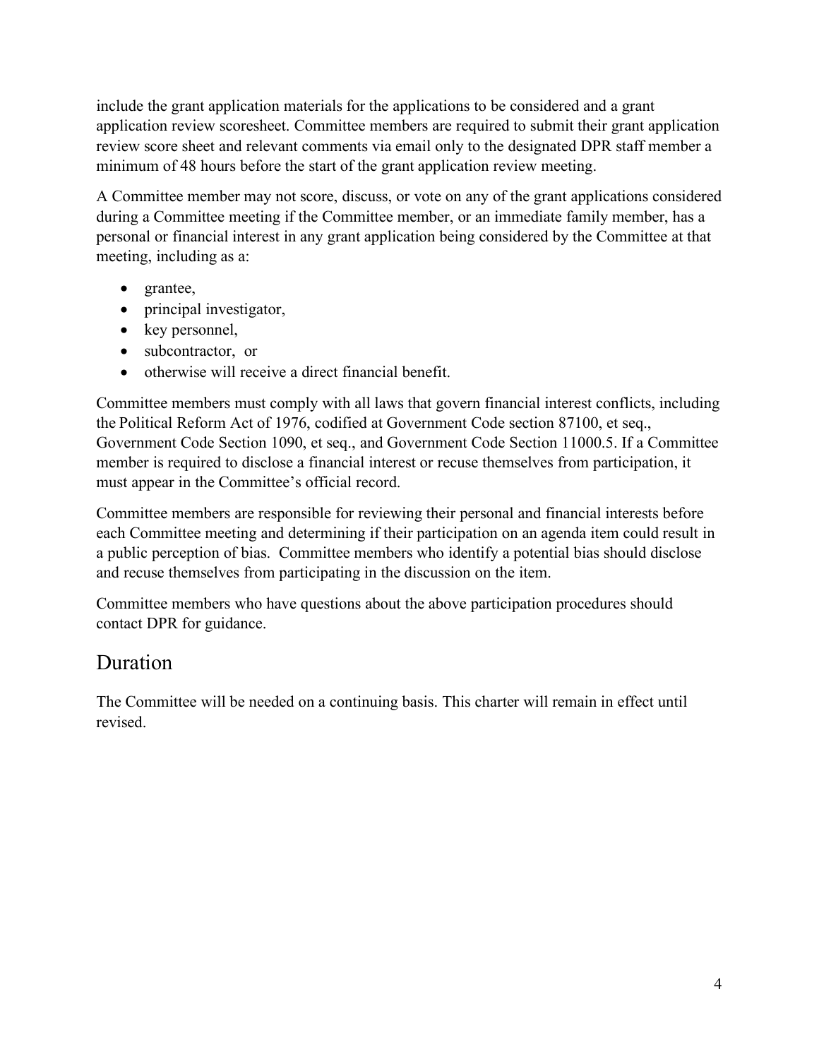include the grant application materials for the applications to be considered and a grant application review scoresheet. Committee members are required to submit their grant application review score sheet and relevant comments via email only to the designated DPR staff member a minimum of 48 hours before the start of the grant application review meeting.

A Committee member may not score, discuss, or vote on any of the grant applications considered during a Committee meeting if the Committee member, or an immediate family member, has a personal or financial interest in any grant application being considered by the Committee at that meeting, including as a:

- grantee,
- principal investigator,
- key personnel,
- subcontractor, or
- otherwise will receive a direct financial benefit.

Committee members must comply with all laws that govern financial interest conflicts, including the Political Reform Act of 1976, codified at Government Code section 87100, et seq., Government Code Section 1090, et seq., and Government Code Section 11000.5. If a Committee member is required to disclose a financial interest or recuse themselves from participation, it must appear in the Committee's official record.

Committee members are responsible for reviewing their personal and financial interests before each Committee meeting and determining if their participation on an agenda item could result in a public perception of bias. Committee members who identify a potential bias should disclose and recuse themselves from participating in the discussion on the item.

Committee members who have questions about the above participation procedures should contact DPR for guidance.

## Duration

The Committee will be needed on a continuing basis. This charter will remain in effect until revised.